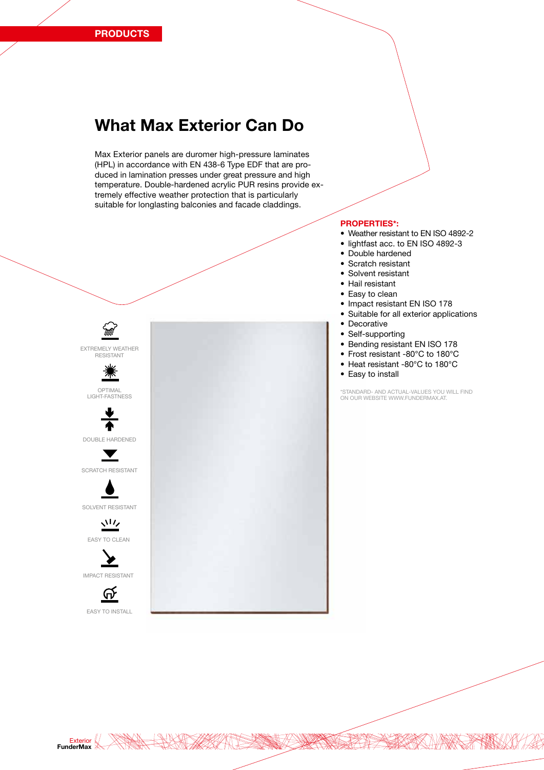PRODUCTS

# What Max Exterior Can Do

Max Exterior panels are duromer high-pressure laminates (HPL) in accordance with EN 438-6 Type EDF that are produced in lamination presses under great pressure and high temperature. Double-hardened acrylic PUR resins provide extremely effective weather protection that is particularly suitable for longlasting balconies and facade claddings.

EXTREMELY WEATHER RESISTANT

OPTIMAL LIGHT-FASTNESS

DOUBLE HARDENED

SCRATCH RESISTANT

SOLVENT RESISTANT

EASY TO CLEAN

IMPACT RESISTANT

EASY TO INSTALL

**PROPERTIES*:**

- Weather resistant to EN ISO 4892-2
- lightfast acc. to EN ISO 4892-3
- Double hardened
- Scratch resistant
- Solvent resistant
- Hail resistant
- Easy to clean
- Impact resistant EN ISO 178
- Suitable for all exterior applications
- Decorative
- Self-supporting
- Bending resistant EN ISO 178
- Frost resistant -80°C to 180°C
- Heat resistant -80°C to 180°C
- Easy to install

*STANDARD- AND ACTUAL-VALUES YOU WILL FIND ON OUR WEBSITE WWW.FUNDERMAX.AT.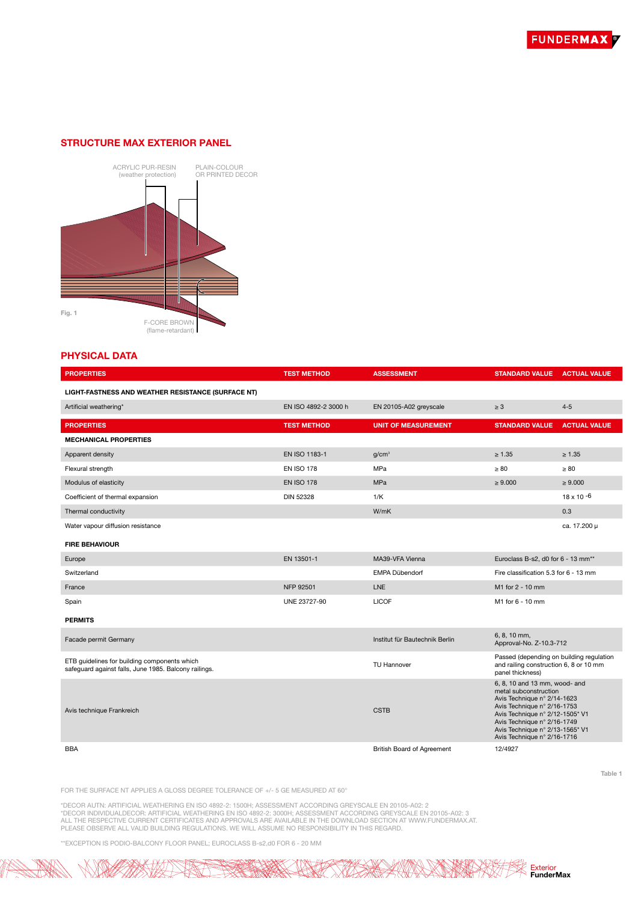## STRUCTURE MAX EXTERIOR PANEL

ACRYLIC PUR-RESIN (weather protection)

PLAIN-COLOUR OR PRINTED DECOR

F-CORE BROWN (flame-retardant)

Fig. 1

## PHYSICAL DATA

| PROPERTIES | TEST METHOD | ASSESSMENT | STANDARD VALUE | ACTUAL VALUE |
|---|---|---|---|---|
| **LIGHT-FASTNESS AND WEATHER RESISTANCE (SURFACE NT)** | | | | |
| Artificial weathering* | EN ISO 4892-2 3000 h | EN 20105-A02 greyscale | ≥ 3 | 4-5 |
| **PROPERTIES** | **TEST METHOD** | **UNIT OF MEASUREMENT** | **STANDARD VALUE** | **ACTUAL VALUE** |
| **MECHANICAL PROPERTIES** | | | | |
| Apparent density | EN ISO 1183-1 | g/cm³ | ≥ 1.35 | ≥ 1.35 |
| Flexural strength | EN ISO 178 | MPa | ≥ 80 | ≥ 80 |
| Modulus of elasticity | EN ISO 178 | MPa | ≥ 9.000 | ≥ 9.000 |
| Coefficient of thermal expansion | DIN 52328 | 1/K | | $18 \times 10^{-6}$ |
| Thermal conductivity | | W/mK | | 0.3 |
| Water vapour diffusion resistance | | | | ca. 17.200 µ |
| **FIRE BEHAVIOUR** | | | | |
| Europe | EN 13501-1 | MA39-VFA Vienna | Euroclass B-s2, d0 for 6 - 13 mm** | |
| Switzerland | | EMPA Dübendorf | Fire classification 5.3 for 6 - 13 mm | |
| France | NFP 92501 | LNE | M1 for 2 - 10 mm | |
| Spain | UNE 23727-90 | LICOF | M1 for 6 - 10 mm | |
| **PERMITS** | | | | |
| Facade permit Germany | | Institut für Bautechnik Berlin | 6, 8, 10 mm, Approval-No. Z-10.3-712 | |
| ETB guidelines for building components which safeguard against falls, June 1985. Balcony railings. | | TU Hannover | Passed (depending on building regulation and railing construction 6, 8 or 10 mm panel thickness) | |
| Avis technique Frankreich | | CSTB | 6, 8, 10 and 13 mm, wood- and metal subconstruction<br>Avis Technique n° 2/14-1623<br>Avis Technique n° 2/16-1753<br>Avis Technique n° 2/12-1505* V1<br>Avis Technique n° 2/16-1749<br>Avis Technique n° 2/13-1565* V1<br>Avis Technique n° 2/16-1716 | |
| BBA | | British Board of Agreement | 12/4927 | |

Table 1

FOR THE SURFACE NT APPLIES A GLOSS DEGREE TOLERANCE OF +/- 5 GE MEASURED AT 60°

*DECOR AUTN: ARTIFICIAL WEATHERING EN ISO 4892-2: 1500H; ASSESSMENT ACCORDING GREYSCALE EN 20105-A02: 2
*DECOR INDIVIDUALDECOR: ARTIFICIAL WEATHERING EN ISO 4892-2: 3000H; ASSESSMENT ACCORDING GREYSCALE EN 20105-A02: 3
ALL THE RESPECTIVE CURRENT CERTIFICATES AND APPROVALS ARE AVAILABLE IN THE DOWNLOAD SECTION AT WWW.FUNDERMAX.AT.
PLEASE OBSERVE ALL VALID BUILDING REGULATIONS. WE WILL ASSUME NO RESPONSIBILITY IN THIS REGARD.

**EXCEPTION IS PODIO-BALCONY FLOOR PANEL; EUROCLASS B-s2,d0 FOR 6 - 20 MM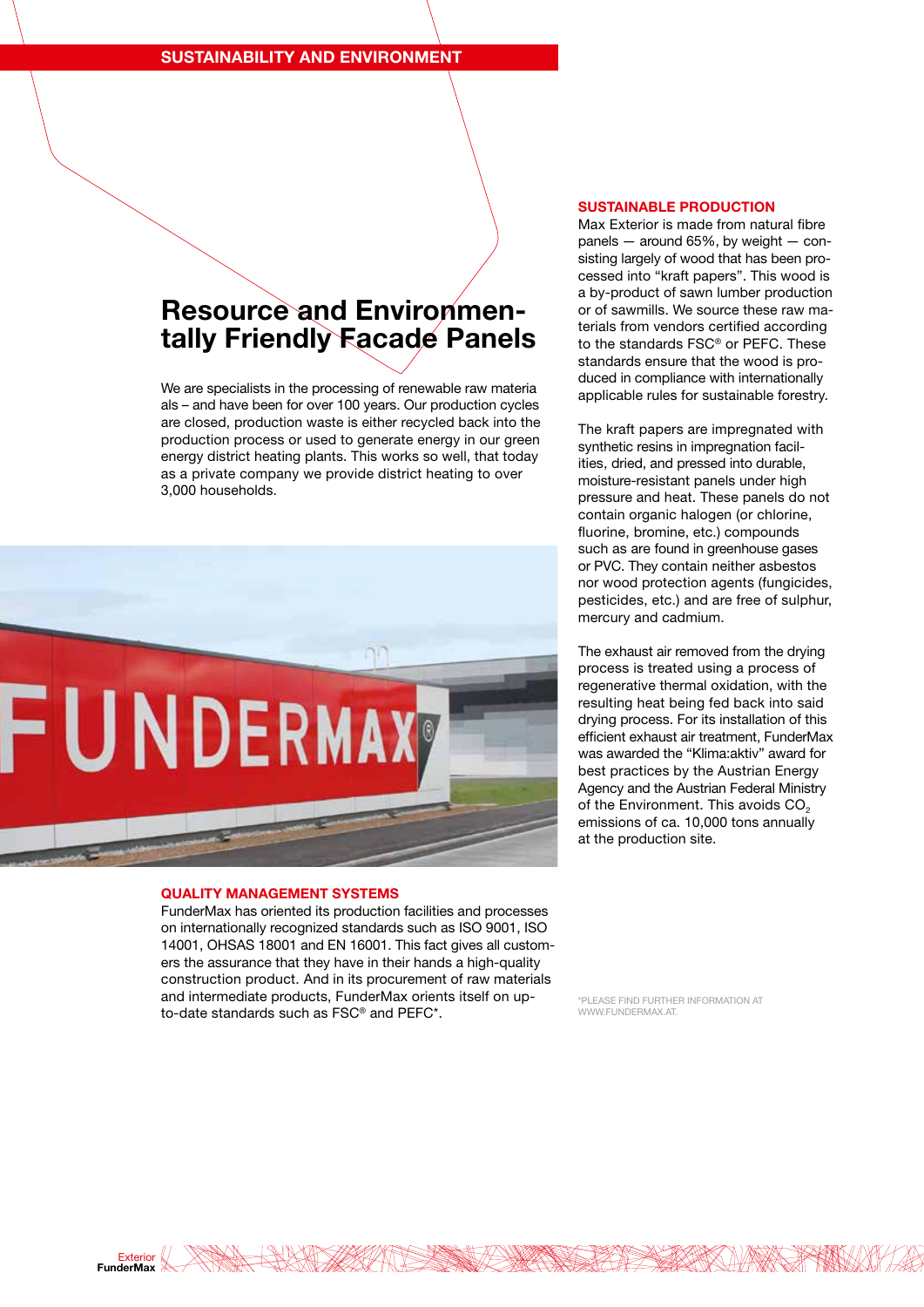## SUSTAINABILITY AND ENVIRONMENT

# Resource and Environmentally Friendly Facade Panels

We are specialists in the processing of renewable raw materiaals – and have been for over 100 years. Our production cycles are closed, production waste is either recycled back into the production process or used to generate energy in our green energy district heating plants. This works so well, that today as a private company we provide district heating to over 3,000 households.

### QUALITY MANAGEMENT SYSTEMS

FunderMax has oriented its production facilities and processes on internationally recognized standards such as ISO 9001, ISO 14001, OHSAS 18001 and EN 16001. This fact gives all customers the assurance that they have in their hands a high-quality construction product. And in its procurement of raw materials and intermediate products, FunderMax orients itself on up-to-date standards such as FSC® and PEFC*.

### SUSTAINABLE PRODUCTION

Max Exterior is made from natural fibre panels — around 65%, by weight — consisting largely of wood that has been processed into “kraft papers”. This wood is a by-product of sawn lumber production or of sawmills. We source these raw materials from vendors certified according to the standards FSC® or PEFC. These standards ensure that the wood is produced in compliance with internationally applicable rules for sustainable forestry.

The kraft papers are impregnated with synthetic resins in impregnation facilities, dried, and pressed into durable, moisture-resistant panels under high pressure and heat. These panels do not contain organic halogen (or chlorine, fluorine, bromine, etc.) compounds such as are found in greenhouse gases or PVC. They contain neither asbestos nor wood protection agents (fungicides, pesticides, etc.) and are free of sulphur, mercury and cadmium.

The exhaust air removed from the drying process is treated using a process of regenerative thermal oxidation, with the resulting heat being fed back into said drying process. For its installation of this efficient exhaust air treatment, FunderMax was awarded the “Klima:aktiv” award for best practices by the Austrian Energy Agency and the Austrian Federal Ministry of the Environment. This avoids $CO_2$ emissions of ca. 10,000 tons annually at the production site.

*PLEASE FIND FURTHER INFORMATION AT WWW.FUNDERMAX.AT.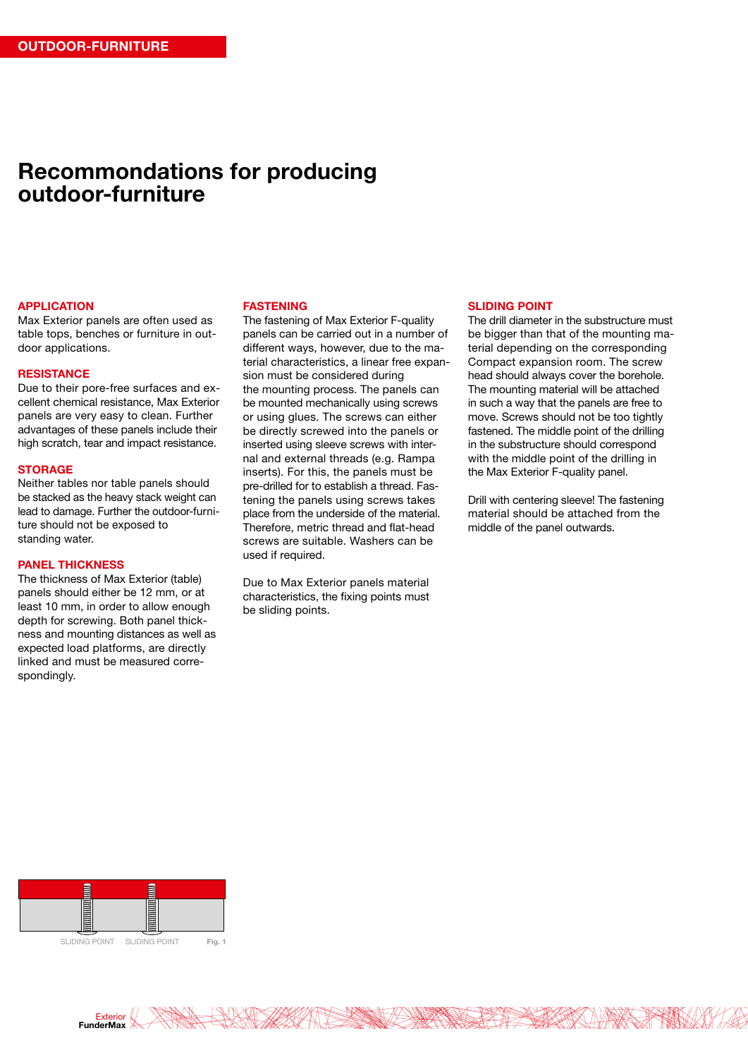OUTDOOR-FURNITURE

# Recommendations for producing outdoor-furniture

## APPLICATION

Max Exterior panels are often used as table tops, benches or furniture in outdoor applications.

## RESISTANCE

Due to their pore-free surfaces and excellent chemical resistance, Max Exterior panels are very easy to clean. Further advantages of these panels include their high scratch, tear and impact resistance.

## STORAGE

Neither tables nor table panels should be stacked as the heavy stack weight can lead to damage. Further the outdoor-furniture should not be exposed to standing water.

## PANEL THICKNESS

The thickness of Max Exterior (table) panels should either be 12 mm, or at least 10 mm, in order to allow enough depth for screwing. Both panel thickness and mounting distances as well as expected load platforms, are directly linked and must be measured correspondingly.

## FASTENING

The fastening of Max Exterior F-quality panels can be carried out in a number of different ways, however, due to the material characteristics, a linear free expansion must be considered during the mounting process. The panels can be mounted mechanically using screws or using glues. The screws can either be directly screwed into the panels or inserted using sleeve screws with internal and external threads (e.g. Rampa inserts). For this, the panels must be pre-drilled for to establish a thread. Fastening the panels using screws takes place from the underside of the material. Therefore, metric thread and flat-head screws are suitable. Washers can be used if required.

Due to Max Exterior panels material characteristics, the fixing points must be sliding points.

## SLIDING POINT

The drill diameter in the substructure must be bigger than that of the mounting material depending on the corresponding Compact expansion room. The screw head should always cover the borehole. The mounting material will be attached in such a way that the panels are free to move. Screws should not be too tightly fastened. The middle point of the drilling in the substructure should correspond with the middle point of the drilling in the Max Exterior F-quality panel.

Drill with centering sleeve! The fastening material should be attached from the middle of the panel outwards.

SLIDING POINT SLIDING POINT Fig. 1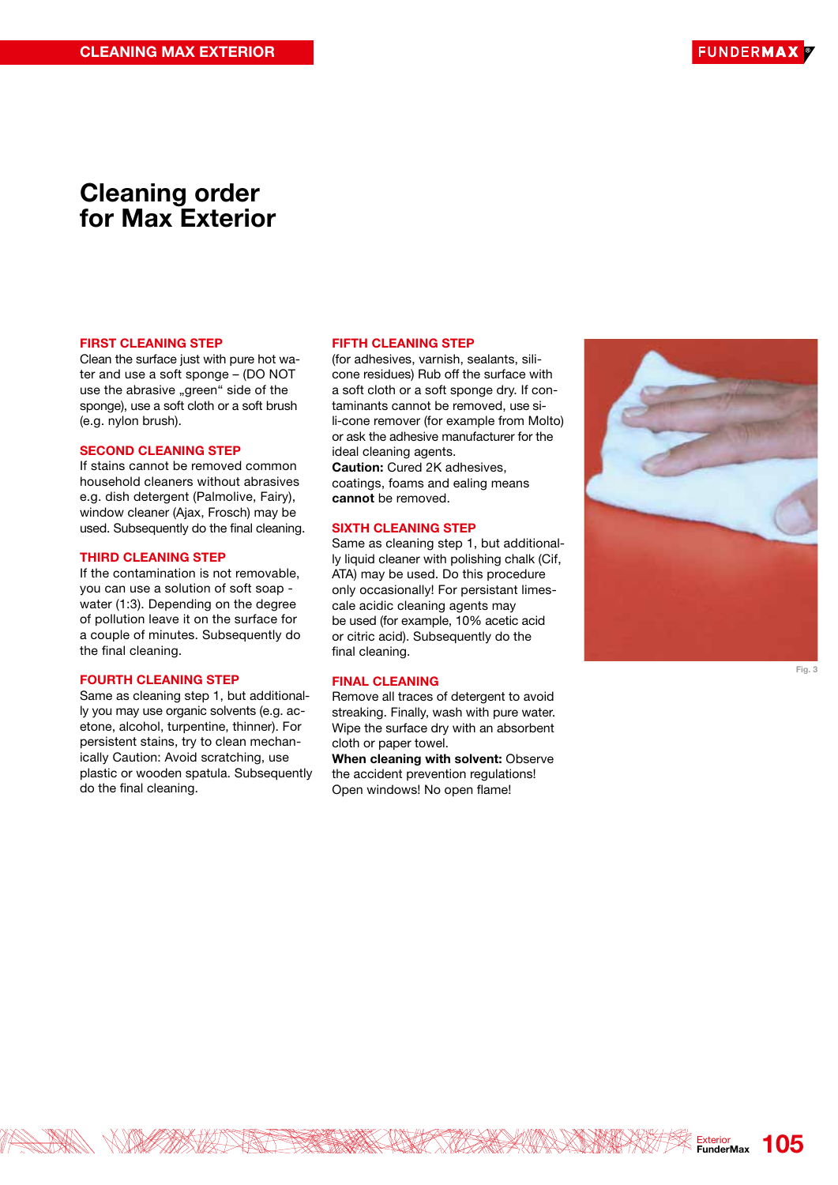# Cleaning order for Max Exterior

### FIRST CLEANING STEP

Clean the surface just with pure hot water and use a soft sponge – (DO NOT use the abrasive „green“ side of the sponge), use a soft cloth or a soft brush (e.g. nylon brush).

### SECOND CLEANING STEP

If stains cannot be removed common household cleaners without abrasives e.g. dish detergent (Palmolive, Fairy), window cleaner (Ajax, Frosch) may be used. Subsequently do the final cleaning.

### THIRD CLEANING STEP

If the contamination is not removable, you can use a solution of soft soap - water (1:3). Depending on the degree of pollution leave it on the surface for a couple of minutes. Subsequently do the final cleaning.

### FOURTH CLEANING STEP

Same as cleaning step 1, but additionally you may use organic solvents (e.g. acetone, alcohol, turpentine, thinner). For persistent stains, try to clean mechanically Caution: Avoid scratching, use plastic or wooden spatula. Subsequently do the final cleaning.

### FIFTH CLEANING STEP

(for adhesives, varnish, sealants, silicone residues) Rub off the surface with a soft cloth or a soft sponge dry. If contaminants cannot be removed, use silicone remover (for example from Molto) or ask the adhesive manufacturer for the ideal cleaning agents.
**Caution:** Cured 2K adhesives, coatings, foams and ealing means **cannot** be removed.

### SIXTH CLEANING STEP

Same as cleaning step 1, but additionally liquid cleaner with polishing chalk (Cif, ATA) may be used. Do this procedure only occasionally! For persistant limescale acidic cleaning agents may be used (for example, 10% acetic acid or citric acid). Subsequently do the final cleaning.

### FINAL CLEANING

Remove all traces of detergent to avoid streaking. Finally, wash with pure water. Wipe the surface dry with an absorbent cloth or paper towel.
**When cleaning with solvent:** Observe the accident prevention regulations! Open windows! No open flame!

Fig. 3